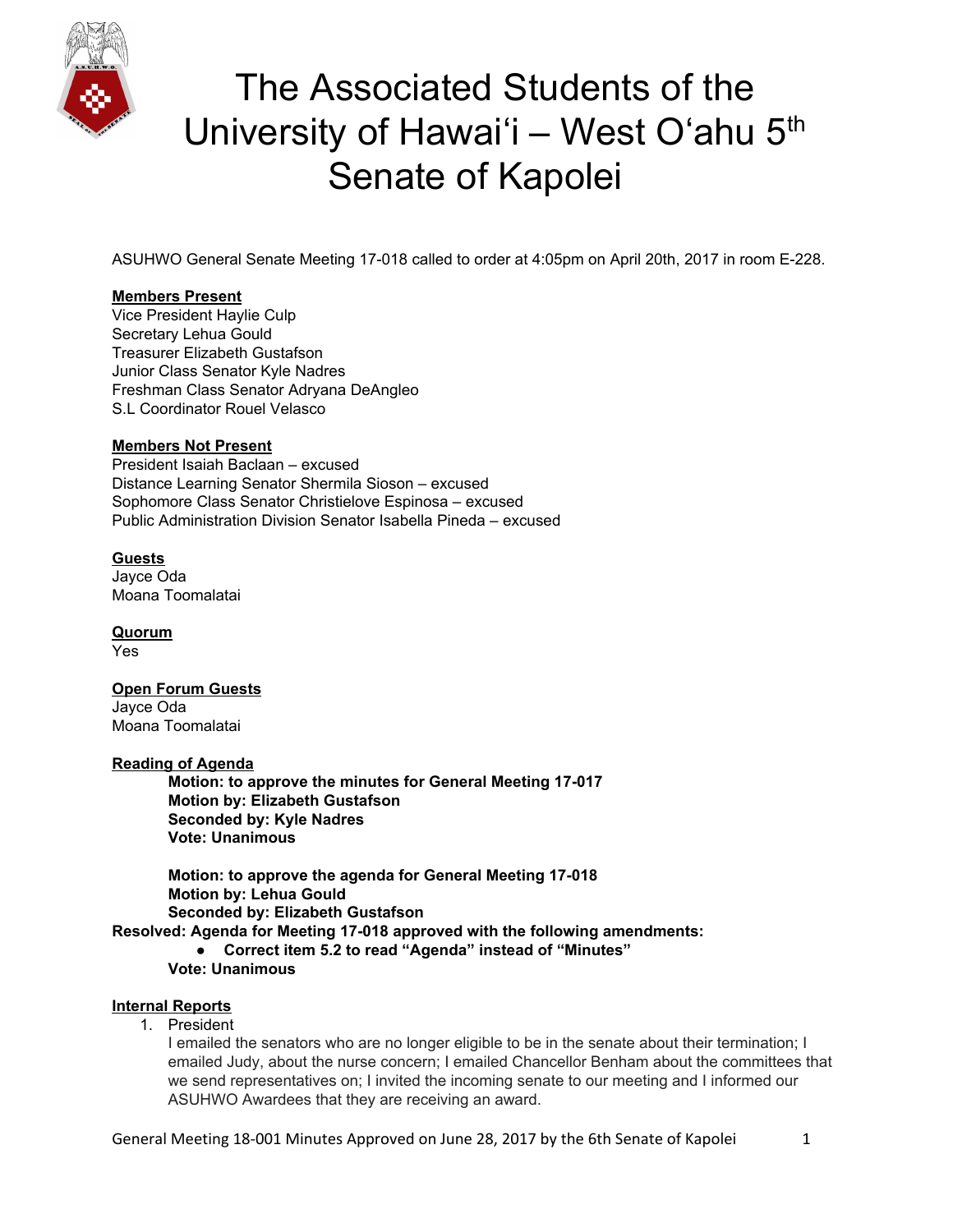# The Associated Students of the University of Hawai'i – West O'ahu 5th Senate of Kapolei

ASUHWO General Senate Meeting 17-018 called to order at 4:05pm on April 20th, 2017 in room E-228.

**Members Present**
Vice President Haylie Culp
Secretary Lehua Gould
Treasurer Elizabeth Gustafson
Junior Class Senator Kyle Nadres
Freshman Class Senator Adryana DeAngleo
S.L Coordinator Rouel Velasco

**Members Not Present**
President Isaiah Baclaan – excused
Distance Learning Senator Shermila Sioson – excused
Sophomore Class Senator Christielove Espinosa – excused
Public Administration Division Senator Isabella Pineda – excused

**Guests**
Jayce Oda
Moana Toomalatai

**Quorum**
Yes

**Open Forum Guests**
Jayce Oda
Moana Toomalatai

**Reading of Agenda**

> **Motion: to approve the minutes for General Meeting 17-017**
> **Motion by: Elizabeth Gustafson**
> **Seconded by: Kyle Nadres**
> **Vote: Unanimous**
>
> **Motion: to approve the agenda for General Meeting 17-018**
> **Motion by: Lehua Gould**
> **Seconded by: Elizabeth Gustafson**

**Resolved: Agenda for Meeting 17-018 approved with the following amendments:**

- **Correct item 5.2 to read "Agenda" instead of "Minutes"**

> **Vote: Unanimous**

**Internal Reports**

1. President
   I emailed the senators who are no longer eligible to be in the senate about their termination; I emailed Judy, about the nurse concern; I emailed Chancellor Benham about the committees that we send representatives on; I invited the incoming senate to our meeting and I informed our ASUHWO Awardees that they are receiving an award.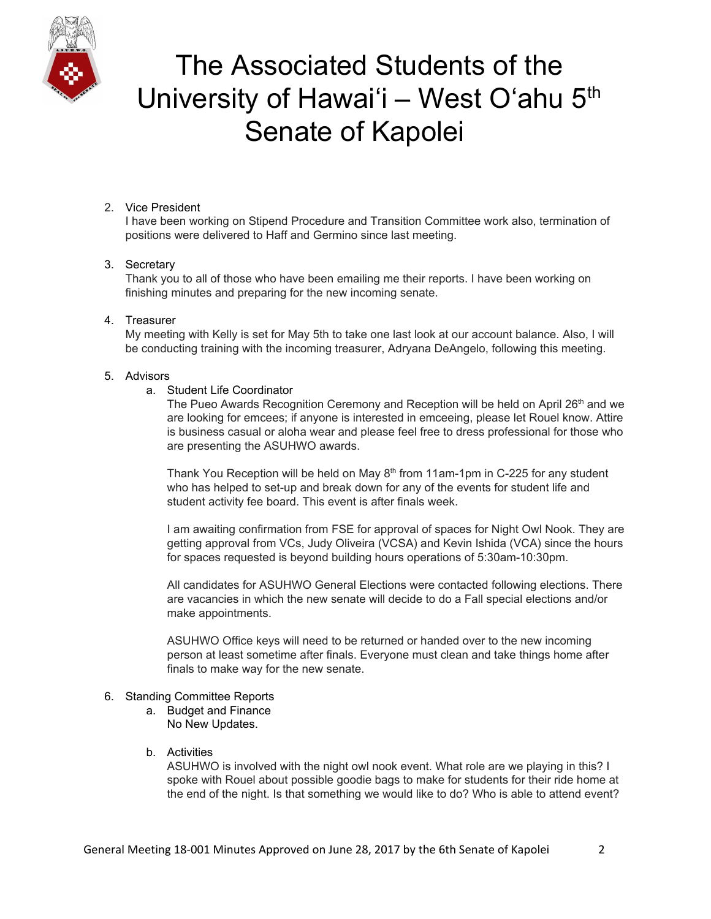2. Vice President
   I have been working on Stipend Procedure and Transition Committee work also, termination of positions were delivered to Haff and Germino since last meeting.

3. Secretary
   Thank you to all of those who have been emailing me their reports. I have been working on finishing minutes and preparing for the new incoming senate.

4. Treasurer
   My meeting with Kelly is set for May 5th to take one last look at our account balance. Also, I will be conducting training with the incoming treasurer, Adryana DeAngelo, following this meeting.

5. Advisors
   a. Student Life Coordinator
      The Pueo Awards Recognition Ceremony and Reception will be held on April 26th and we are looking for emcees; if anyone is interested in emceeing, please let Rouel know. Attire is business casual or aloha wear and please feel free to dress professional for those who are presenting the ASUHWO awards.

      Thank You Reception will be held on May 8th from 11am-1pm in C-225 for any student who has helped to set-up and break down for any of the events for student life and student activity fee board. This event is after finals week.

      I am awaiting confirmation from FSE for approval of spaces for Night Owl Nook. They are getting approval from VCs, Judy Oliveira (VCSA) and Kevin Ishida (VCA) since the hours for spaces requested is beyond building hours operations of 5:30am-10:30pm.

      All candidates for ASUHWO General Elections were contacted following elections. There are vacancies in which the new senate will decide to do a Fall special elections and/or make appointments.

      ASUHWO Office keys will need to be returned or handed over to the new incoming person at least sometime after finals. Everyone must clean and take things home after finals to make way for the new senate.

6. Standing Committee Reports
   a. Budget and Finance
      No New Updates.

   b. Activities
      ASUHWO is involved with the night owl nook event. What role are we playing in this? I spoke with Rouel about possible goodie bags to make for students for their ride home at the end of the night. Is that something we would like to do? Who is able to attend event?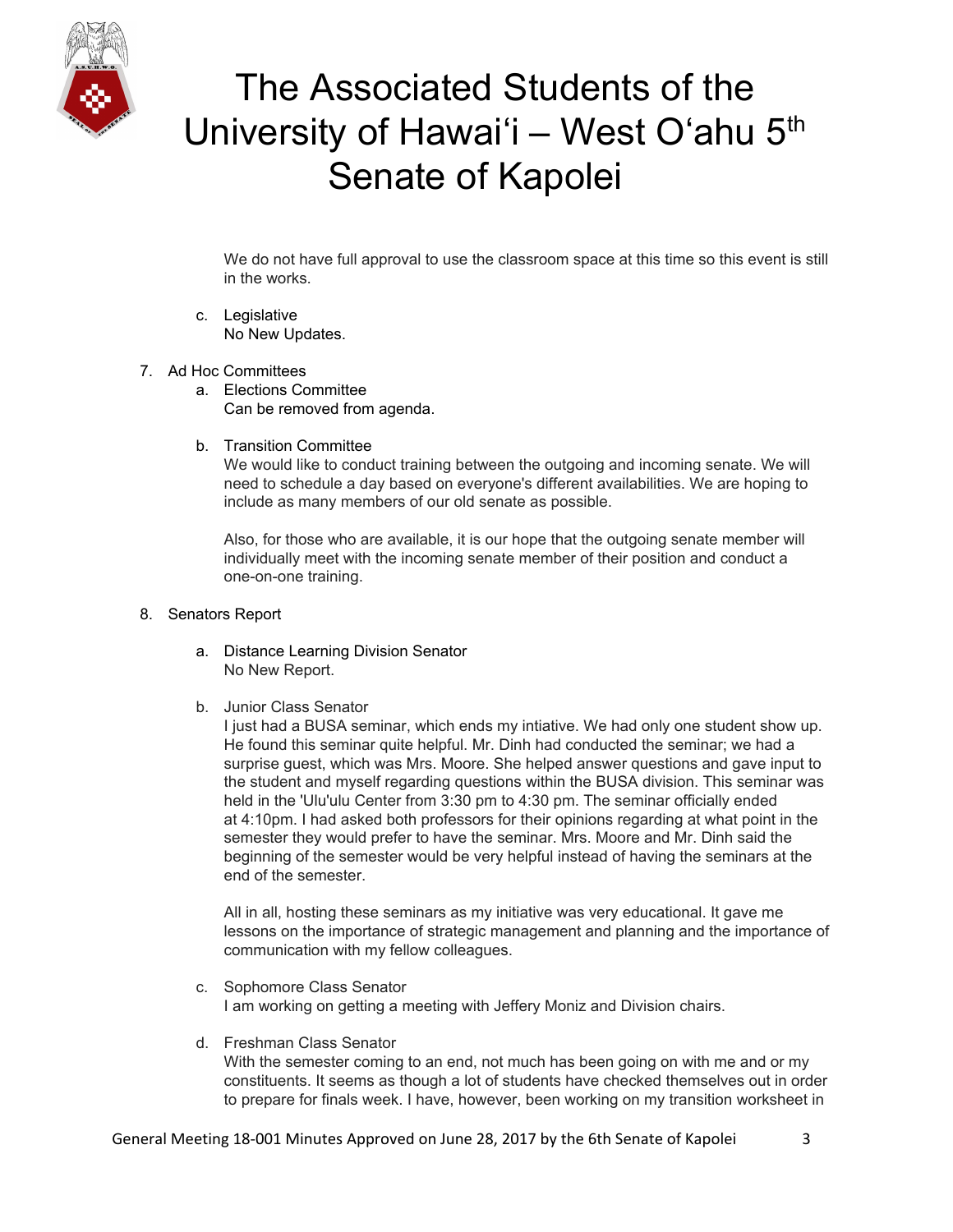We do not have full approval to use the classroom space at this time so this event is still in the works.

c. Legislative
   No New Updates.

7. Ad Hoc Committees
   a. Elections Committee
      Can be removed from agenda.

   b. Transition Committee
      We would like to conduct training between the outgoing and incoming senate. We will need to schedule a day based on everyone's different availabilities. We are hoping to include as many members of our old senate as possible.

      Also, for those who are available, it is our hope that the outgoing senate member will individually meet with the incoming senate member of their position and conduct a one-on-one training.

8. Senators Report

   a. Distance Learning Division Senator
      No New Report.

   b. Junior Class Senator
      I just had a BUSA seminar, which ends my intiative. We had only one student show up. He found this seminar quite helpful. Mr. Dinh had conducted the seminar; we had a surprise guest, which was Mrs. Moore. She helped answer questions and gave input to the student and myself regarding questions within the BUSA division. This seminar was held in the 'Ulu'ulu Center from 3:30 pm to 4:30 pm. The seminar officially ended at 4:10pm. I had asked both professors for their opinions regarding at what point in the semester they would prefer to have the seminar. Mrs. Moore and Mr. Dinh said the beginning of the semester would be very helpful instead of having the seminars at the end of the semester.

      All in all, hosting these seminars as my initiative was very educational. It gave me lessons on the importance of strategic management and planning and the importance of communication with my fellow colleagues.

   c. Sophomore Class Senator
      I am working on getting a meeting with Jeffery Moniz and Division chairs.

   d. Freshman Class Senator
      With the semester coming to an end, not much has been going on with me and or my constituents. It seems as though a lot of students have checked themselves out in order to prepare for finals week. I have, however, been working on my transition worksheet in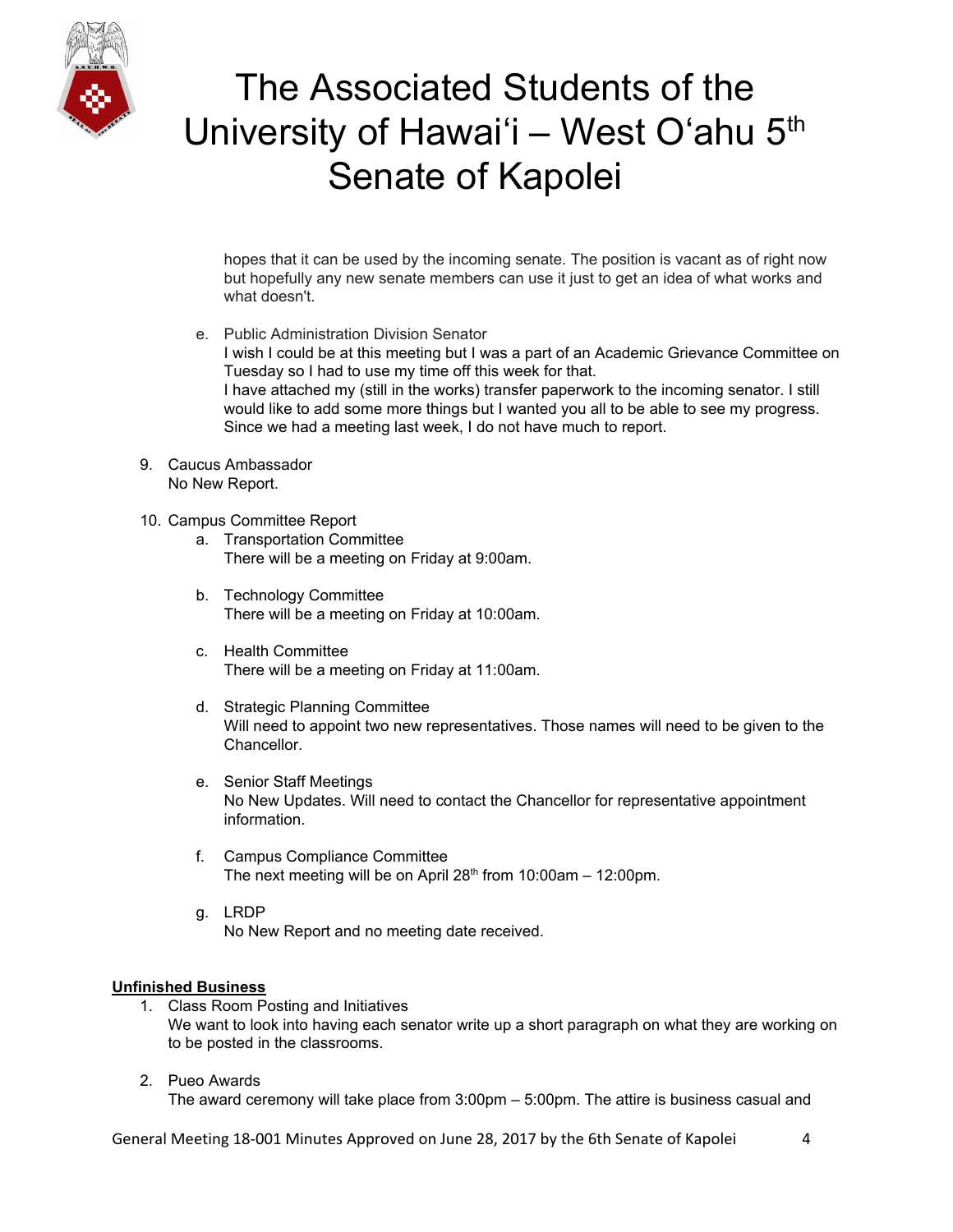hopes that it can be used by the incoming senate. The position is vacant as of right now but hopefully any new senate members can use it just to get an idea of what works and what doesn't.

e. Public Administration Division Senator
I wish I could be at this meeting but I was a part of an Academic Grievance Committee on Tuesday so I had to use my time off this week for that.
I have attached my (still in the works) transfer paperwork to the incoming senator. I still would like to add some more things but I wanted you all to be able to see my progress. Since we had a meeting last week, I do not have much to report.

9. Caucus Ambassador
No New Report.

10. Campus Committee Report
   a. Transportation Committee
   There will be a meeting on Friday at 9:00am.

   b. Technology Committee
   There will be a meeting on Friday at 10:00am.

   c. Health Committee
   There will be a meeting on Friday at 11:00am.

   d. Strategic Planning Committee
   Will need to appoint two new representatives. Those names will need to be given to the Chancellor.

   e. Senior Staff Meetings
   No New Updates. Will need to contact the Chancellor for representative appointment information.

   f. Campus Compliance Committee
   The next meeting will be on April 28th from 10:00am – 12:00pm.

   g. LRDP
   No New Report and no meeting date received.

**Unfinished Business**

1. Class Room Posting and Initiatives
We want to look into having each senator write up a short paragraph on what they are working on to be posted in the classrooms.

2. Pueo Awards
The award ceremony will take place from 3:00pm – 5:00pm. The attire is business casual and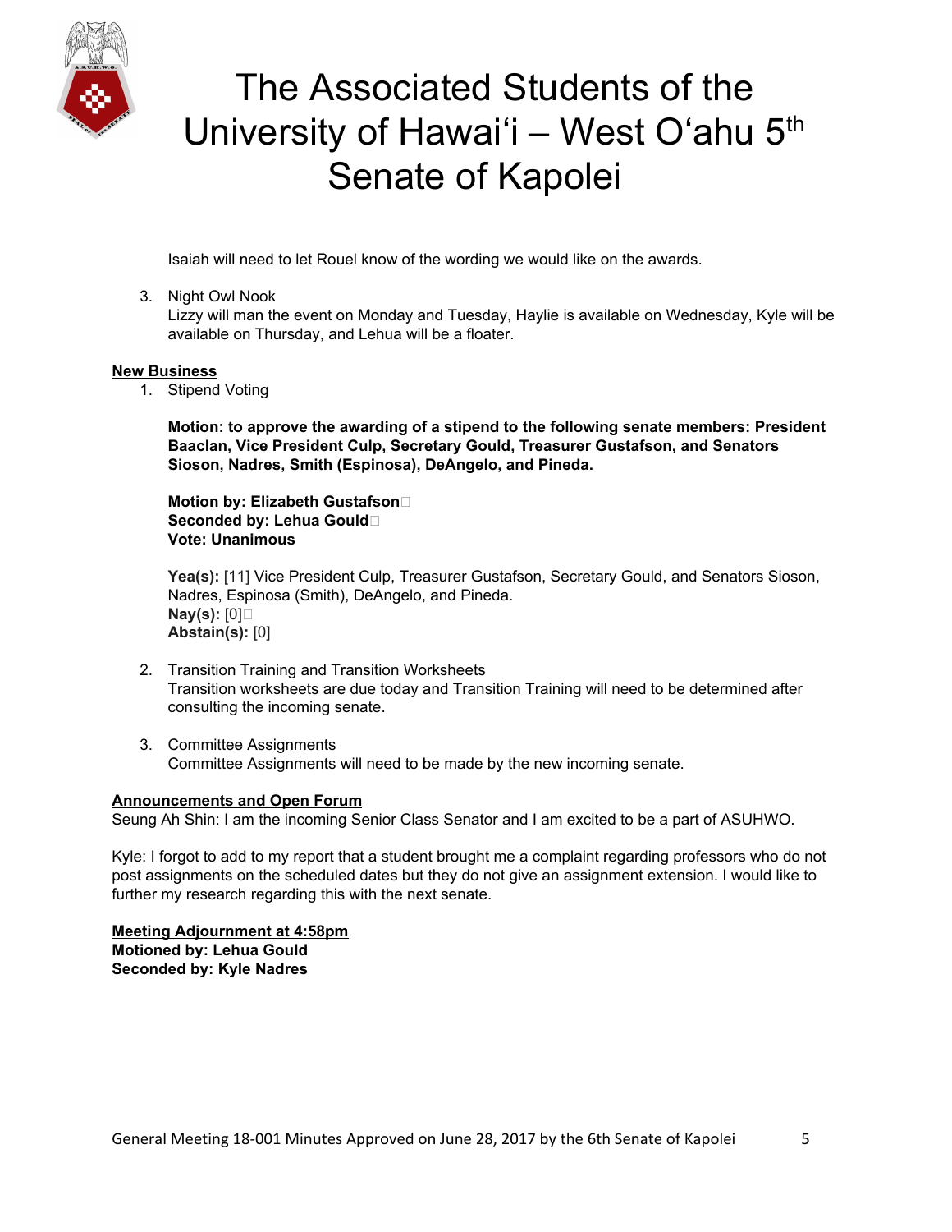Isaiah will need to let Rouel know of the wording we would like on the awards.

3. Night Owl Nook
   Lizzy will man the event on Monday and Tuesday, Haylie is available on Wednesday, Kyle will be available on Thursday, and Lehua will be a floater.

**New Business**

1. Stipend Voting

   **Motion: to approve the awarding of a stipend to the following senate members: President Baaclan, Vice President Culp, Secretary Gould, Treasurer Gustafson, and Senators Sioson, Nadres, Smith (Espinosa), DeAngelo, and Pineda.**

   **Motion by: Elizabeth Gustafson**
   **Seconded by: Lehua Gould**
   **Vote: Unanimous**

   **Yea(s):** [11] Vice President Culp, Treasurer Gustafson, Secretary Gould, and Senators Sioson, Nadres, Espinosa (Smith), DeAngelo, and Pineda.
   **Nay(s):** [0]
   **Abstain(s):** [0]

2. Transition Training and Transition Worksheets
   Transition worksheets are due today and Transition Training will need to be determined after consulting the incoming senate.

3. Committee Assignments
   Committee Assignments will need to be made by the new incoming senate.

**Announcements and Open Forum**

Seung Ah Shin: I am the incoming Senior Class Senator and I am excited to be a part of ASUHWO.

Kyle: I forgot to add to my report that a student brought me a complaint regarding professors who do not post assignments on the scheduled dates but they do not give an assignment extension. I would like to further my research regarding this with the next senate.

**Meeting Adjournment at 4:58pm**
**Motioned by: Lehua Gould**
**Seconded by: Kyle Nadres**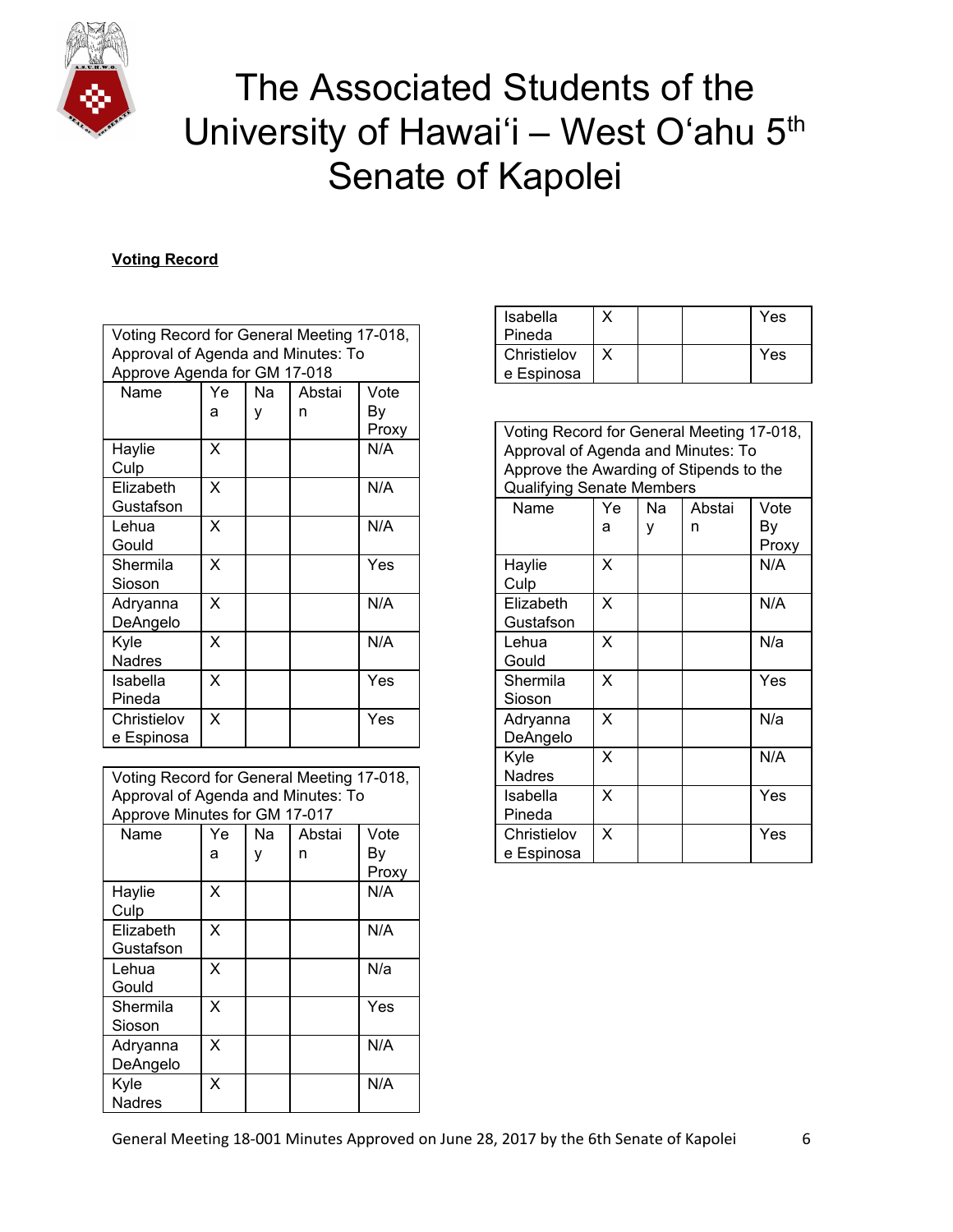# The Associated Students of the University of Hawai'i – West O'ahu 5th Senate of Kapolei

**Voting Record**

| Voting Record for General Meeting 17-018, Approval of Agenda and Minutes: To Approve Agenda for GM 17-018 | | | | |
|---|---|---|---|---|
| Name | Yea | Nay | Abstain | Vote By Proxy |
| Haylie Culp | X | | | N/A |
| Elizabeth Gustafson | X | | | N/A |
| Lehua Gould | X | | | N/A |
| Shermila Sioson | X | | | Yes |
| Adryanna DeAngelo | X | | | N/A |
| Kyle Nadres | X | | | N/A |
| Isabella Pineda | X | | | Yes |
| Christielove Espinosa | X | | | Yes |

| Voting Record for General Meeting 17-018, Approval of Agenda and Minutes: To Approve Minutes for GM 17-017 | | | | |
|---|---|---|---|---|
| Name | Yea | Nay | Abstain | Vote By Proxy |
| Haylie Culp | X | | | N/A |
| Elizabeth Gustafson | X | | | N/A |
| Lehua Gould | X | | | N/a |
| Shermila Sioson | X | | | Yes |
| Adryanna DeAngelo | X | | | N/A |
| Kyle Nadres | X | | | N/A |
| Isabella Pineda | X | | | Yes |
| Christielove Espinosa | X | | | Yes |

| Voting Record for General Meeting 17-018, Approval of Agenda and Minutes: To Approve the Awarding of Stipends to the Qualifying Senate Members | | | | |
|---|---|---|---|---|
| Name | Yea | Nay | Abstain | Vote By Proxy |
| Haylie Culp | X | | | N/A |
| Elizabeth Gustafson | X | | | N/A |
| Lehua Gould | X | | | N/a |
| Shermila Sioson | X | | | Yes |
| Adryanna DeAngelo | X | | | N/a |
| Kyle Nadres | X | | | N/A |
| Isabella Pineda | X | | | Yes |
| Christielove Espinosa | X | | | Yes |